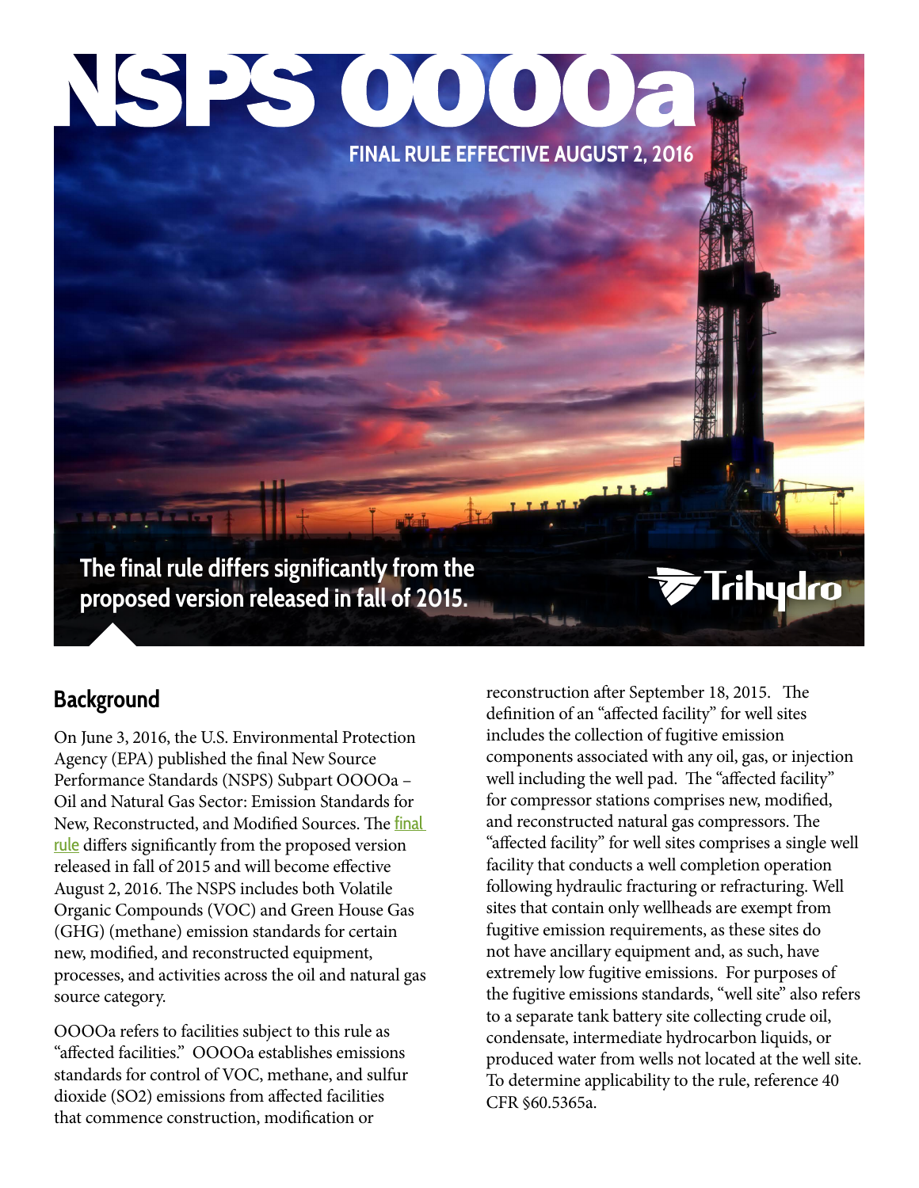# NSPS OOOOa

**FINAL RULE EFFECTIVE AUGUST 2, 2016**

**The final rule differs significantly from the proposed version released in fall of 2015.**

Trihydro

## Background

On June 3, 2016, the U.S. Environmental Protection Agency (EPA) published the final New Source Performance Standards (NSPS) Subpart OOOOa – Oil and Natural Gas Sector: Emission Standards for New, Reconstructed, and Modified Sources. The final rule differs significantly from the proposed version released in fall of 2015 and will become effective August 2, 2016. The NSPS includes both Volatile Organic Compounds (VOC) and Green House Gas (GHG) (methane) emission standards for certain new, modified, and reconstructed equipment, processes, and activities across the oil and natural gas source category.

OOOOa refers to facilities subject to this rule as "affected facilities." OOOOa establishes emissions standards for control of VOC, methane, and sulfur dioxide (SO2) emissions from affected facilities that commence construction, modification or reconstruction after September 18, 2015. The definition of an "affected facility" for well sites includes the collection of fugitive emission components associated with any oil, gas, or injection well including the well pad. The "affected facility" for compressor stations comprises new, modified, and reconstructed natural gas compressors. The "affected facility" for well sites comprises a single well facility that conducts a well completion operation following hydraulic fracturing or refracturing. Well sites that contain only wellheads are exempt from fugitive emission requirements, as these sites do not have ancillary equipment and, as such, have extremely low fugitive emissions. For purposes of the fugitive emissions standards, "well site" also refers to a separate tank battery site collecting crude oil, condensate, intermediate hydrocarbon liquids, or produced water from wells not located at the well site. To determine applicability to the rule, reference 40 CFR §60.5365a.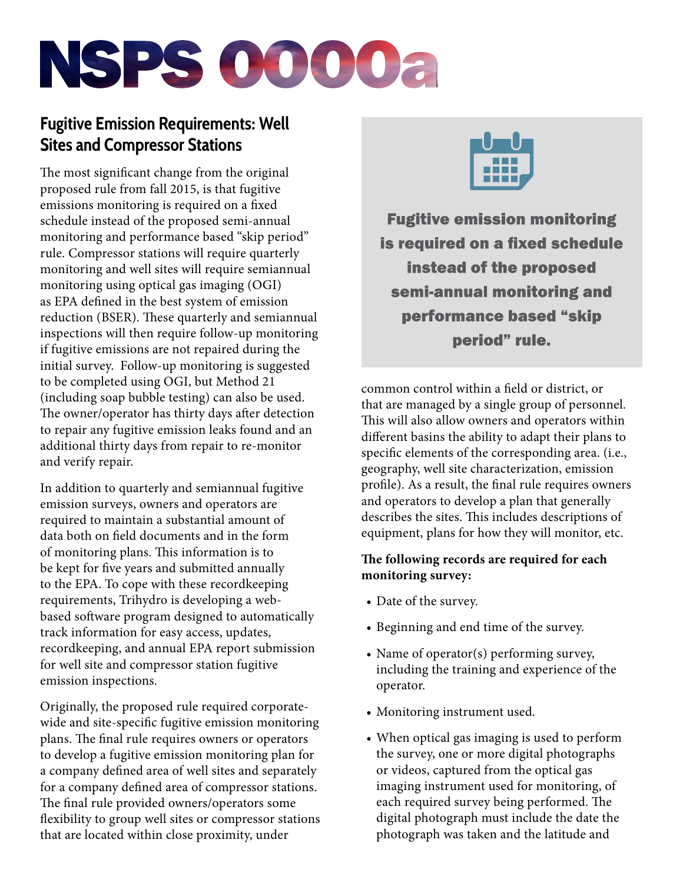# NSPS OOOOa

## Fugitive Emission Requirements: Well Sites and Compressor Stations

The most significant change from the original proposed rule from fall 2015, is that fugitive emissions monitoring is required on a fixed schedule instead of the proposed semi-annual monitoring and performance based "skip period" rule. Compressor stations will require quarterly monitoring and well sites will require semiannual monitoring using optical gas imaging (OGI) as EPA defined in the best system of emission reduction (BSER). These quarterly and semiannual inspections will then require follow-up monitoring if fugitive emissions are not repaired during the initial survey. Follow-up monitoring is suggested to be completed using OGI, but Method 21 (including soap bubble testing) can also be used. The owner/operator has thirty days after detection to repair any fugitive emission leaks found and an additional thirty days from repair to re-monitor and verify repair.

In addition to quarterly and semiannual fugitive emission surveys, owners and operators are required to maintain a substantial amount of data both on field documents and in the form of monitoring plans. This information is to be kept for five years and submitted annually to the EPA. To cope with these recordkeeping requirements, Trihydro is developing a web-based software program designed to automatically track information for easy access, updates, recordkeeping, and annual EPA report submission for well site and compressor station fugitive emission inspections.

Originally, the proposed rule required corporate-wide and site-specific fugitive emission monitoring plans. The final rule requires owners or operators to develop a fugitive emission monitoring plan for a company defined area of well sites and separately for a company defined area of compressor stations. The final rule provided owners/operators some flexibility to group well sites or compressor stations that are located within close proximity, under common control within a field or district, or that are managed by a single group of personnel. This will also allow owners and operators within different basins the ability to adapt their plans to specific elements of the corresponding area. (i.e., geography, well site characterization, emission profile). As a result, the final rule requires owners and operators to develop a plan that generally describes the sites. This includes descriptions of equipment, plans for how they will monitor, etc.

**Fugitive emission monitoring is required on a fixed schedule instead of the proposed semi-annual monitoring and performance based "skip period" rule.**

**The following records are required for each monitoring survey:**

- Date of the survey.
- Beginning and end time of the survey.
- Name of operator(s) performing survey, including the training and experience of the operator.
- Monitoring instrument used.
- When optical gas imaging is used to perform the survey, one or more digital photographs or videos, captured from the optical gas imaging instrument used for monitoring, of each required survey being performed. The digital photograph must include the date the photograph was taken and the latitude and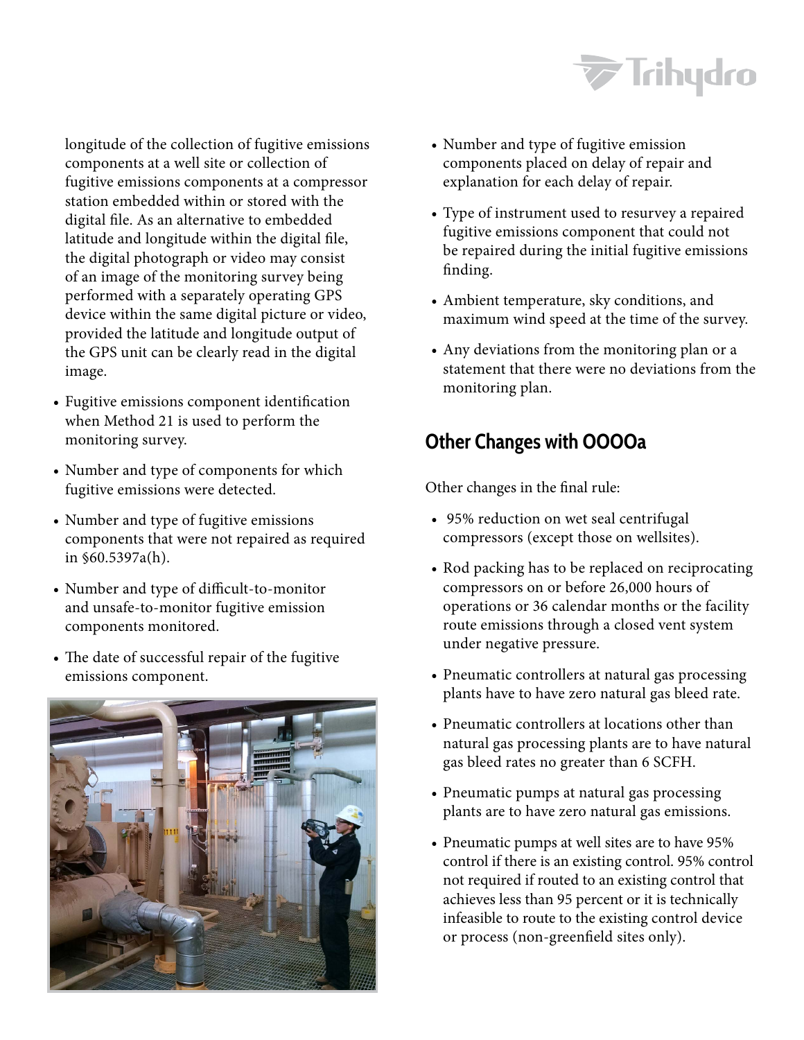longitude of the collection of fugitive emissions components at a well site or collection of fugitive emissions components at a compressor station embedded within or stored with the digital file. As an alternative to embedded latitude and longitude within the digital file, the digital photograph or video may consist of an image of the monitoring survey being performed with a separately operating GPS device within the same digital picture or video, provided the latitude and longitude output of the GPS unit can be clearly read in the digital image.

- Fugitive emissions component identification when Method 21 is used to perform the monitoring survey.
- Number and type of components for which fugitive emissions were detected.
- Number and type of fugitive emissions components that were not repaired as required in §60.5397a(h).
- Number and type of difficult-to-monitor and unsafe-to-monitor fugitive emission components monitored.
- The date of successful repair of the fugitive emissions component.
- Number and type of fugitive emission components placed on delay of repair and explanation for each delay of repair.
- Type of instrument used to resurvey a repaired fugitive emissions component that could not be repaired during the initial fugitive emissions finding.
- Ambient temperature, sky conditions, and maximum wind speed at the time of the survey.
- Any deviations from the monitoring plan or a statement that there were no deviations from the monitoring plan.

## Other Changes with OOOOa

Other changes in the final rule:

- 95% reduction on wet seal centrifugal compressors (except those on wellsites).
- Rod packing has to be replaced on reciprocating compressors on or before 26,000 hours of operations or 36 calendar months or the facility route emissions through a closed vent system under negative pressure.
- Pneumatic controllers at natural gas processing plants have to have zero natural gas bleed rate.
- Pneumatic controllers at locations other than natural gas processing plants are to have natural gas bleed rates no greater than 6 SCFH.
- Pneumatic pumps at natural gas processing plants are to have zero natural gas emissions.
- Pneumatic pumps at well sites are to have 95% control if there is an existing control. 95% control not required if routed to an existing control that achieves less than 95 percent or it is technically infeasible to route to the existing control device or process (non-greenfield sites only).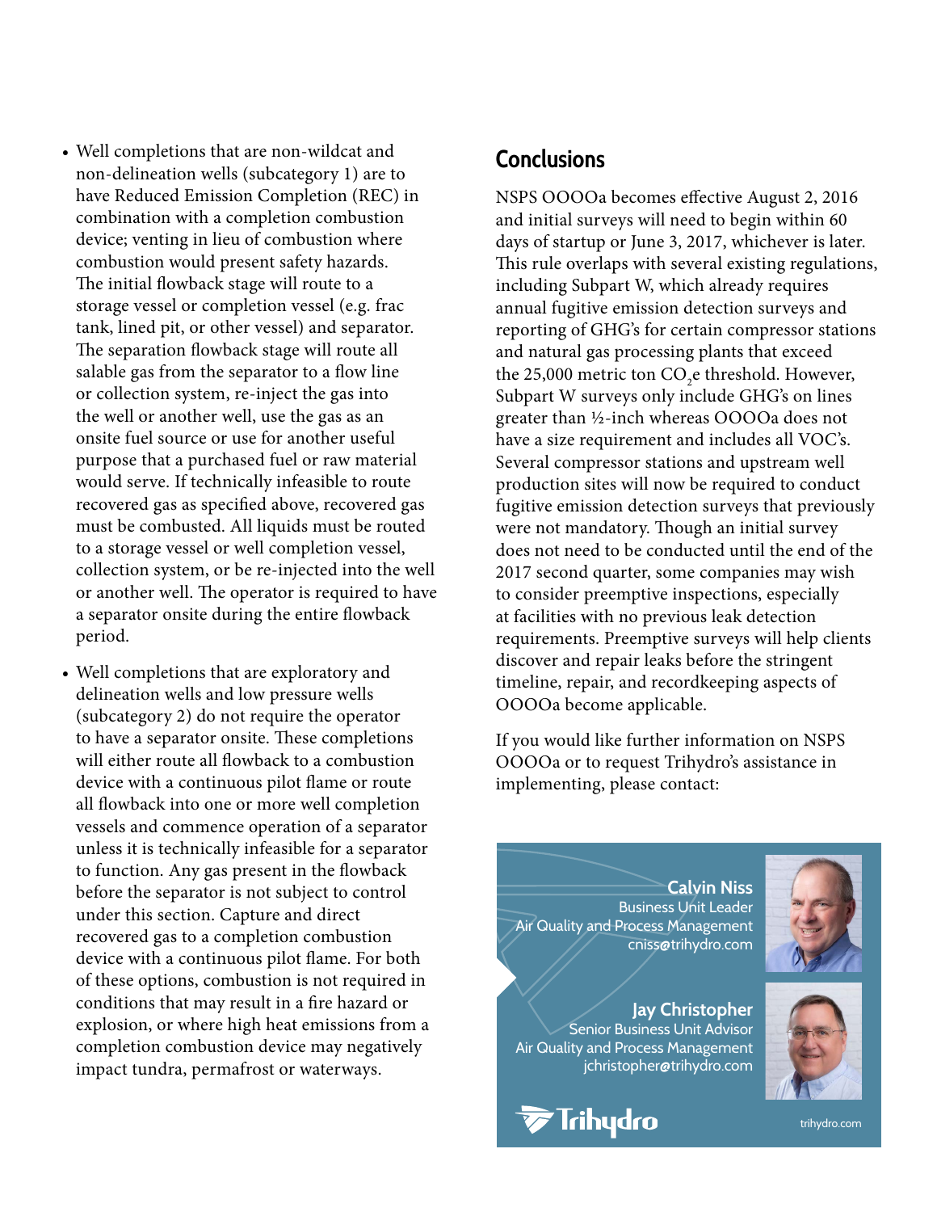- Well completions that are non-wildcat and non-delineation wells (subcategory 1) are to have Reduced Emission Completion (REC) in combination with a completion combustion device; venting in lieu of combustion where combustion would present safety hazards. The initial flowback stage will route to a storage vessel or completion vessel (e.g. frac tank, lined pit, or other vessel) and separator. The separation flowback stage will route all salable gas from the separator to a flow line or collection system, re-inject the gas into the well or another well, use the gas as an onsite fuel source or use for another useful purpose that a purchased fuel or raw material would serve. If technically infeasible to route recovered gas as specified above, recovered gas must be combusted. All liquids must be routed to a storage vessel or well completion vessel, collection system, or be re-injected into the well or another well. The operator is required to have a separator onsite during the entire flowback period.
- Well completions that are exploratory and delineation wells and low pressure wells (subcategory 2) do not require the operator to have a separator onsite. These completions will either route all flowback to a combustion device with a continuous pilot flame or route all flowback into one or more well completion vessels and commence operation of a separator unless it is technically infeasible for a separator to function. Any gas present in the flowback before the separator is not subject to control under this section. Capture and direct recovered gas to a completion combustion device with a continuous pilot flame. For both of these options, combustion is not required in conditions that may result in a fire hazard or explosion, or where high heat emissions from a completion combustion device may negatively impact tundra, permafrost or waterways.

## Conclusions

NSPS OOOOa becomes effective August 2, 2016 and initial surveys will need to begin within 60 days of startup or June 3, 2017, whichever is later. This rule overlaps with several existing regulations, including Subpart W, which already requires annual fugitive emission detection surveys and reporting of GHG's for certain compressor stations and natural gas processing plants that exceed the 25,000 metric ton $CO_2e$ threshold. However, Subpart W surveys only include GHG's on lines greater than ½-inch whereas OOOOa does not have a size requirement and includes all VOC's. Several compressor stations and upstream well production sites will now be required to conduct fugitive emission detection surveys that previously were not mandatory. Though an initial survey does not need to be conducted until the end of the 2017 second quarter, some companies may wish to consider preemptive inspections, especially at facilities with no previous leak detection requirements. Preemptive surveys will help clients discover and repair leaks before the stringent timeline, repair, and recordkeeping aspects of OOOOa become applicable.

If you would like further information on NSPS OOOOa or to request Trihydro's assistance in implementing, please contact:

**Calvin Niss**
Business Unit Leader
Air Quality and Process Management
cniss@trihydro.com

**Jay Christopher**
Senior Business Unit Advisor
Air Quality and Process Management
jchristopher@trihydro.com

Trihydro

trihydro.com